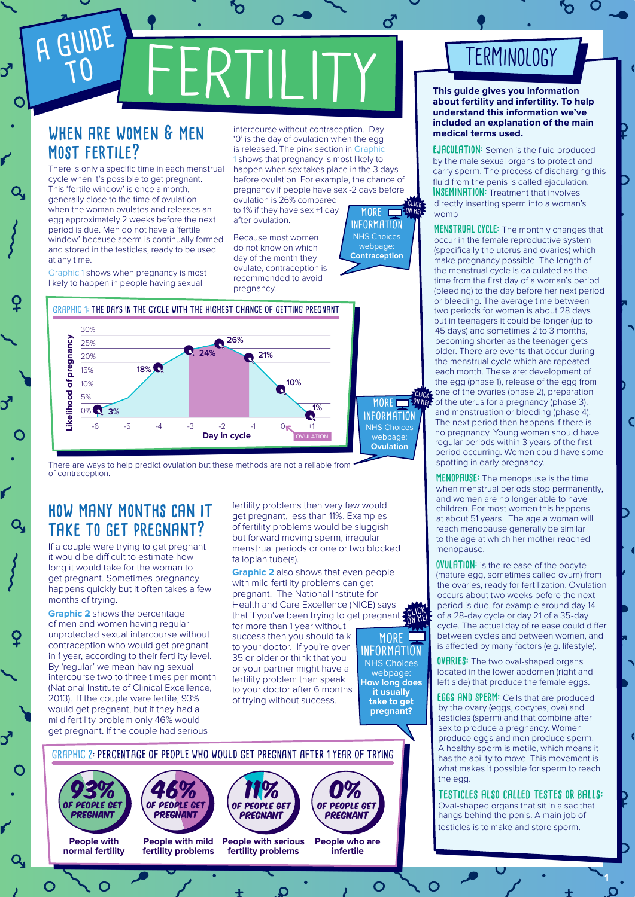# A GUIDE TO FERTILITY

## WHEN ARE WOMEN & MEN MOST FERTILE?

There is only a specific time in each menstrual cycle when it's possible to get pregnant. This 'fertile window' is once a month, generally close to the time of ovulation when the woman ovulates and releases an egg approximately 2 weeks before the next period is due. Men do not have a 'fertile window' because sperm is continually formed and stored in the testicles, ready to be used at any time.

Graphic 1 shows when pregnancy is most likely to happen in people having sexual intercourse without contraception. Day '0' is the day of ovulation when the egg is released. The pink section in Graphic 1 shows that pregnancy is most likely to happen when sex takes place in the 3 days before ovulation. For example, the chance of pregnancy if people have sex -2 days before ovulation is 26% compared to 1% if they have sex +1 day after ovulation.

Because most women do not know on which day of the month they ovulate, contraception is recommended to avoid pregnancy.

**MORE INFORMATION** (CLICK ON ME!) NHS Choices webpage: **Contraception**

### GRAPHIC 1: THE DAYS IN THE CYCLE WITH THE HIGHEST CHANCE OF GETTING PREGNANT

| Day in cycle | -6 | -5 | -4 | -3 | -2 | -1 | 0 (Ovulation) | +1 |
|---|---|---|---|---|---|---|---|---|
| Likelihood of pregnancy | 3% | 18% | 24% | 26% | 21% | 10% | 1% | |

There are ways to help predict ovulation but these methods are not a reliable from of contraception.

**MORE INFORMATION** (CLICK ON ME!) NHS Choices webpage: **Ovulation**

## HOW MANY MONTHS CAN IT TAKE TO GET PREGNANT?

If a couple were trying to get pregnant it would be difficult to estimate how long it would take for the woman to get pregnant. Sometimes pregnancy happens quickly but it often takes a few months of trying.

**Graphic 2** shows the percentage of men and women having regular unprotected sexual intercourse without contraception who would get pregnant in 1 year, according to their fertility level. By 'regular' we mean having sexual intercourse two to three times per month (National Institute of Clinical Excellence, 2013). If the couple were fertile, 93% would get pregnant, but if they had a mild fertility problem only 46% would get pregnant. If the couple had serious fertility problems then very few would get pregnant, less than 11%. Examples of fertility problems would be sluggish but forward moving sperm, irregular menstrual periods or one or two blocked fallopian tube(s).

**Graphic 2** also shows that even people with mild fertility problems can get pregnant. The National Institute for Health and Care Excellence (NICE) says that if you've been trying to get pregnant for more than 1 year without success then you should talk to your doctor. If you're over 35 or older or think that you or your partner might have a fertility problem then speak to your doctor after 6 months of trying without success.

**MORE INFORMATION** (CLICK ON ME!) NHS Choices webpage: **How long does it usually take to get pregnant?**

### GRAPHIC 2: PERCENTAGE OF PEOPLE WHO WOULD GET PREGNANT AFTER 1 YEAR OF TRYING

| People with normal fertility | People with mild fertility problems | People with serious fertility problems | People who are infertile |
|---|---|---|---|
| 93% of people get pregnant | 46% of people get pregnant | 11% of people get pregnant | 0% of people get pregnant |

## TERMINOLOGY

**This guide gives you information about fertility and infertility. To help understand this information we've included an explanation of the main medical terms used.**

**EJACULATION:** Semen is the fluid produced by the male sexual organs to protect and carry sperm. The process of discharging this fluid from the penis is called ejaculation.

**INSEMINATION:** Treatment that involves directly inserting sperm into a woman's womb

**MENSTRUAL CYCLE:** The monthly changes that occur in the female reproductive system (specifically the uterus and ovaries) which make pregnancy possible. The length of the menstrual cycle is calculated as the time from the first day of a woman's period (bleeding) to the day before her next period or bleeding. The average time between two periods for women is about 28 days but in teenagers it could be longer (up to 45 days) and sometimes 2 to 3 months, becoming shorter as the teenager gets older. There are events that occur during the menstrual cycle which are repeated each month. These are: development of the egg (phase 1), release of the egg from one of the ovaries (phase 2), preparation of the uterus for a pregnancy (phase 3), and menstruation or bleeding (phase 4). The next period then happens if there is no pregnancy. Young women should have regular periods within 3 years of the first period occurring. Women could have some spotting in early pregnancy.

**MENOPAUSE:** The menopause is the time when menstrual periods stop permanently, and women are no longer able to have children. For most women this happens at about 51 years. The age a woman will reach menopause generally be similar to the age at which her mother reached menopause.

**OVULATION:** is the release of the oocyte (mature egg, sometimes called ovum) from the ovaries, ready for fertilization. Ovulation occurs about two weeks before the next period is due, for example around day 14 of a 28-day cycle or day 21 of a 35-day cycle. The actual day of release could differ between cycles and between women, and is affected by many factors (e.g. lifestyle).

**OVARIES:** The two oval-shaped organs located in the lower abdomen (right and left side) that produce the female eggs.

**EGGS AND SPERM:** Cells that are produced by the ovary (eggs, oocytes, ova) and testicles (sperm) and that combine after sex to produce a pregnancy. Women produce eggs and men produce sperm. A healthy sperm is motile, which means it has the ability to move. This movement is what makes it possible for sperm to reach the egg.

**TESTICLES ALSO CALLED TESTES OR BALLS:** Oval-shaped organs that sit in a sac that hangs behind the penis. A main job of testicles is to make and store sperm.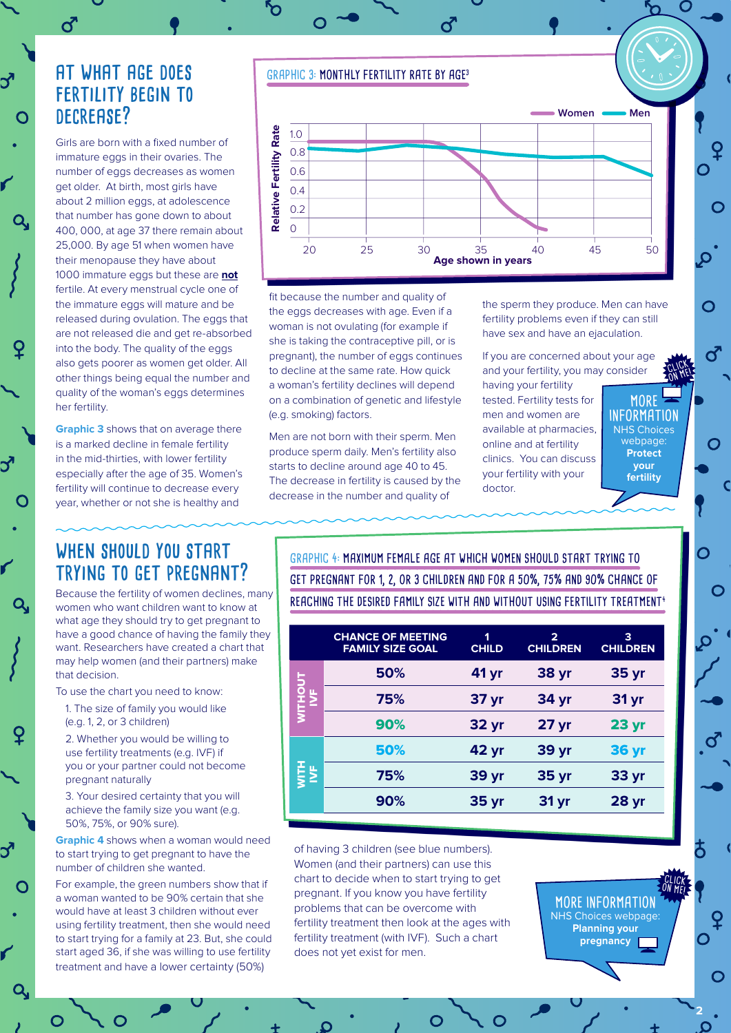## AT WHAT AGE DOES FERTILITY BEGIN TO DECREASE?

Girls are born with a fixed number of immature eggs in their ovaries. The number of eggs decreases as women get older. At birth, most girls have about 2 million eggs, at adolescence that number has gone down to about 400, 000, at age 37 there remain about 25,000. By age 51 when women have their menopause they have about 1000 immature eggs but these are **not** fertile. At every menstrual cycle one of the immature eggs will mature and be released during ovulation. The eggs that are not released die and get re-absorbed into the body. The quality of the eggs also gets poorer as women get older. All other things being equal the number and quality of the woman's eggs determines her fertility.

**Graphic 3** shows that on average there is a marked decline in female fertility in the mid-thirties, with lower fertility especially after the age of 35. Women's fertility will continue to decrease every year, whether or not she is healthy and fit because the number and quality of the eggs decreases with age. Even if a woman is not ovulating (for example if she is taking the contraceptive pill, or is pregnant), the number of eggs continues to decline at the same rate. How quick a woman's fertility declines will depend on a combination of genetic and lifestyle (e.g. smoking) factors.

Men are not born with their sperm. Men produce sperm daily. Men's fertility also starts to decline around age 40 to 45. The decrease in fertility is caused by the decrease in the number and quality of the sperm they produce. Men can have fertility problems even if they can still have sex and have an ejaculation.

If you are concerned about your age and your fertility, you may consider having your fertility tested. Fertility tests for men and women are available at pharmacies, online and at fertility clinics. You can discuss your fertility with your doctor.

GRAPHIC 3: MONTHLY FERTILITY RATE BY AGE[3]

Women — Men

Relative Fertility Rate

1.0
0.8
0.6
0.4
0.2
0

20 25 30 35 40 45 50

Age shown in years

CLICK ON ME!
MORE INFORMATION
NHS Choices webpage: **Protect your fertility**

## WHEN SHOULD YOU START TRYING TO GET PREGNANT?

Because the fertility of women declines, many women who want children want to know at what age they should try to get pregnant to have a good chance of having the family they want. Researchers have created a chart that may help women (and their partners) make that decision.

To use the chart you need to know:

1. The size of family you would like (e.g. 1, 2, or 3 children)
2. Whether you would be willing to use fertility treatments (e.g. IVF) if you or your partner could not become pregnant naturally
3. Your desired certainty that you will achieve the family size you want (e.g. 50%, 75%, or 90% sure).

**Graphic 4** shows when a woman would need to start trying to get pregnant to have the number of children she wanted.

For example, the green numbers show that if a woman wanted to be 90% certain that she would have at least 3 children without ever using fertility treatment, then she would need to start trying for a family at 23. But, she could start aged 36, if she was willing to use fertility treatment and have a lower certainty (50%) of having 3 children (see blue numbers). Women (and their partners) can use this chart to decide when to start trying to get pregnant. If you know you have fertility problems that can be overcome with fertility treatment then look at the ages with fertility treatment (with IVF). Such a chart does not yet exist for men.

GRAPHIC 4: MAXIMUM FEMALE AGE AT WHICH WOMEN SHOULD START TRYING TO GET PREGNANT FOR 1, 2, OR 3 CHILDREN AND FOR A 50%, 75% AND 90% CHANCE OF REACHING THE DESIRED FAMILY SIZE WITH AND WITHOUT USING FERTILITY TREATMENT[4]

| | CHANCE OF MEETING FAMILY SIZE GOAL | 1 CHILD | 2 CHILDREN | 3 CHILDREN |
|---|---|---|---|---|
| WITHOUT IVF | 50% | 41 yr | 38 yr | 35 yr |
| | 75% | 37 yr | 34 yr | 31 yr |
| | 90% | 32 yr | 27 yr | 23 yr |
| WITH IVF | 50% | 42 yr | 39 yr | 36 yr |
| | 75% | 39 yr | 35 yr | 33 yr |
| | 90% | 35 yr | 31 yr | 28 yr |

CLICK ON ME!
MORE INFORMATION
NHS Choices webpage: **Planning your pregnancy**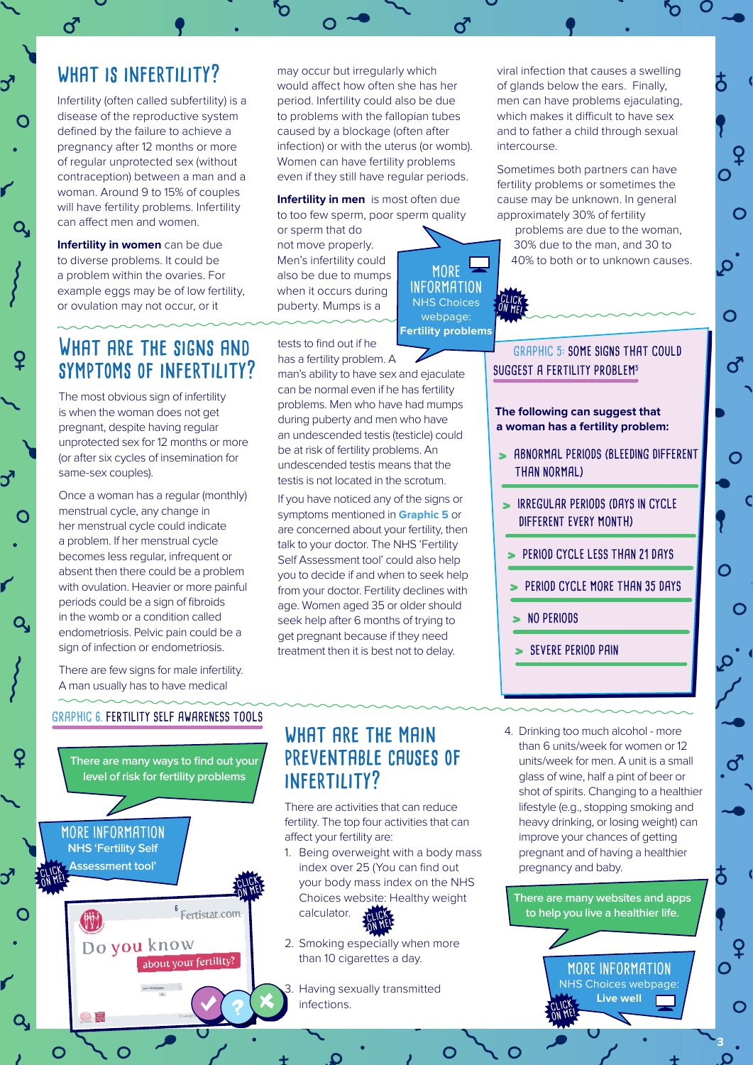## WHAT IS INFERTILITY?

Infertility (often called subfertility) is a disease of the reproductive system defined by the failure to achieve a pregnancy after 12 months or more of regular unprotected sex (without contraception) between a man and a woman. Around 9 to 15% of couples will have fertility problems. Infertility can affect men and women.

**Infertility in women** can be due to diverse problems. It could be a problem within the ovaries. For example eggs may be of low fertility, or ovulation may not occur, or it may occur but irregularly which would affect how often she has her period. Infertility could also be due to problems with the fallopian tubes caused by a blockage (often after infection) or with the uterus (or womb). Women can have fertility problems even if they still have regular periods.

**Infertility in men** is most often due to too few sperm, poor sperm quality or sperm that do not move properly. Men's infertility could also be due to mumps when it occurs during puberty. Mumps is a viral infection that causes a swelling of glands below the ears. Finally, men can have problems ejaculating, which makes it difficult to have sex and to father a child through sexual intercourse.

Sometimes both partners can have fertility problems or sometimes the cause may be unknown. In general approximately 30% of fertility problems are due to the woman, 30% due to the man, and 30 to 40% to both or to unknown causes.

MORE INFORMATION
NHS Choices webpage:
**Fertility problems**
CLICK ON ME!

## WHAT ARE THE SIGNS AND SYMPTOMS OF INFERTILITY?

The most obvious sign of infertility is when the woman does not get pregnant, despite having regular unprotected sex for 12 months or more (or after six cycles of insemination for same-sex couples).

Once a woman has a regular (monthly) menstrual cycle, any change in her menstrual cycle could indicate a problem. If her menstrual cycle becomes less regular, infrequent or absent then there could be a problem with ovulation. Heavier or more painful periods could be a sign of fibroids in the womb or a condition called endometriosis. Pelvic pain could be a sign of infection or endometriosis.

There are few signs for male infertility. A man usually has to have medical tests to find out if he has a fertility problem. A man's ability to have sex and ejaculate can be normal even if he has fertility problems. Men who have had mumps during puberty and men who have an undescended testis (testicle) could be at risk of fertility problems. An undescended testis means that the testis is not located in the scrotum.

If you have noticed any of the signs or symptoms mentioned in **Graphic 5** or are concerned about your fertility, then talk to your doctor. The NHS 'Fertility Self Assessment tool' could also help you to decide if and when to seek help from your doctor. Fertility declines with age. Women aged 35 or older should seek help after 6 months of trying to get pregnant because if they need treatment then it is best not to delay.

### GRAPHIC 5: SOME SIGNS THAT COULD SUGGEST A FERTILITY PROBLEM[5]

**The following can suggest that a woman has a fertility problem:**

- ABNORMAL PERIODS (BLEEDING DIFFERENT THAN NORMAL)
- IRREGULAR PERIODS (DAYS IN CYCLE DIFFERENT EVERY MONTH)
- PERIOD CYCLE LESS THAN 21 DAYS
- PERIOD CYCLE MORE THAN 35 DAYS
- NO PERIODS
- SEVERE PERIOD PAIN

### GRAPHIC 6. FERTILITY SELF AWARENESS TOOLS

There are many ways to find out your level of risk for fertility problems

MORE INFORMATION
NHS 'Fertility Self Assessment tool'
CLICK ON ME!

CLICK ON ME!
Fertistat.com[6]
Do you know about your fertility?

## WHAT ARE THE MAIN PREVENTABLE CAUSES OF INFERTILITY?

There are activities that can reduce fertility. The top four activities that can affect your fertility are:

1. Being overweight with a body mass index over 25 (You can find out your body mass index on the NHS Choices website: Healthy weight calculator. CLICK ON ME!
2. Smoking especially when more than 10 cigarettes a day.
3. Having sexually transmitted infections.
4. Drinking too much alcohol - more than 6 units/week for women or 12 units/week for men. A unit is a small glass of wine, half a pint of beer or shot of spirits. Changing to a healthier lifestyle (e.g., stopping smoking and heavy drinking, or losing weight) can improve your chances of getting pregnant and of having a healthier pregnancy and baby.

There are many websites and apps to help you live a healthier life.

MORE INFORMATION
NHS Choices webpage:
**Live well**
CLICK ON ME!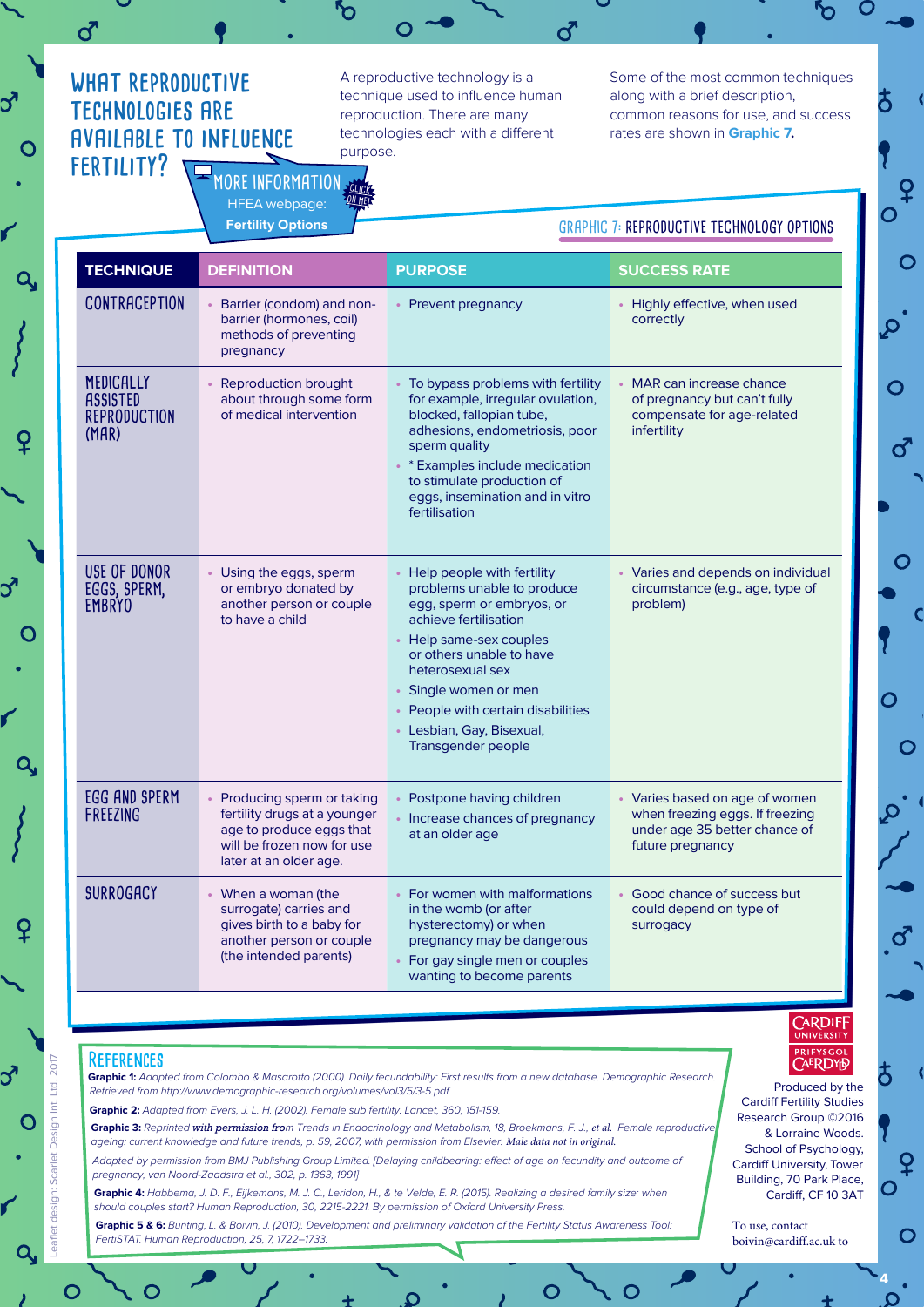# WHAT REPRODUCTIVE TECHNOLOGIES ARE AVAILABLE TO INFLUENCE FERTILITY?

MORE INFORMATION
HFEA webpage: **Fertility Options**

A reproductive technology is a technique used to influence human reproduction. There are many technologies each with a different purpose.

Some of the most common techniques along with a brief description, common reasons for use, and success rates are shown in **Graphic 7.**

## GRAPHIC 7: REPRODUCTIVE TECHNOLOGY OPTIONS

| TECHNIQUE | DEFINITION | PURPOSE | SUCCESS RATE |
|---|---|---|---|
| CONTRACEPTION | • Barrier (condom) and non-barrier (hormones, coil) methods of preventing pregnancy | • Prevent pregnancy | • Highly effective, when used correctly |
| MEDICALLY ASSISTED REPRODUCTION (MAR) | • Reproduction brought about through some form of medical intervention | • To bypass problems with fertility for example, irregular ovulation, blocked, fallopian tube, adhesions, endometriosis, poor sperm quality<br>• * Examples include medication to stimulate production of eggs, insemination and in vitro fertilisation | • MAR can increase chance of pregnancy but can't fully compensate for age-related infertility |
| USE OF DONOR EGGS, SPERM, EMBRYO | • Using the eggs, sperm or embryo donated by another person or couple to have a child | • Help people with fertility problems unable to produce egg, sperm or embryos, or achieve fertilisation<br>• Help same-sex couples or others unable to have heterosexual sex<br>• Single women or men<br>• People with certain disabilities<br>• Lesbian, Gay, Bisexual, Transgender people | • Varies and depends on individual circumstance (e.g., age, type of problem) |
| EGG AND SPERM FREEZING | • Producing sperm or taking fertility drugs at a younger age to produce eggs that will be frozen now for use later at an older age. | • Postpone having children<br>• Increase chances of pregnancy at an older age | • Varies based on age of women when freezing eggs. If freezing under age 35 better chance of future pregnancy |
| SURROGACY | • When a woman (the surrogate) carries and gives birth to a baby for another person or couple (the intended parents) | • For women with malformations in the womb (or after hysterectomy) or when pregnancy may be dangerous<br>• For gay single men or couples wanting to become parents | • Good chance of success but could depend on type of surrogacy |

## REFERENCES

**Graphic 1:** *Adapted from Colombo & Masarotto (2000). Daily fecundability: First results from a new database. Demographic Research. Retrieved from http://www.demographic-research.org/volumes/vol3/5/3-5.pdf*

**Graphic 2:** *Adapted from Evers, J. L. H. (2002). Female sub fertility. Lancet, 360, 151-159.*

**Graphic 3:** *Reprinted with permission from Trends in Endocrinology and Metabolism, 18, Broekmans, F. J., et al. Female reproductive ageing: current knowledge and future trends, p. 59, 2007, with permission from Elsevier. Male data not in original.*

*Adapted by permission from BMJ Publishing Group Limited. [Delaying childbearing: effect of age on fecundity and outcome of pregnancy, van Noord-Zaadstra et al., 302, p. 1363, 1991]*

**Graphic 4:** *Habbema, J. D. F., Eijkemans, M. J. C., Leridon, H., & te Velde, E. R. (2015). Realizing a desired family size: when should couples start? Human Reproduction, 30, 2215-2221. By permission of Oxford University Press.*

**Graphic 5 & 6:** *Bunting, L. & Boivin, J. (2010). Development and preliminary validation of the Fertility Status Awareness Tool: FertiSTAT. Human Reproduction, 25, 7, 1722–1733.*

CARDIFF UNIVERSITY
PRIFYSGOL CAERDYDD

Produced by the Cardiff Fertility Studies Research Group ©2016 & Lorraine Woods. School of Psychology, Cardiff University, Tower Building, 70 Park Place, Cardiff, CF 10 3AT

To use, contact boivin@cardiff.ac.uk to

Leaflet design: Scarlet Design Int. Ltd. 2017